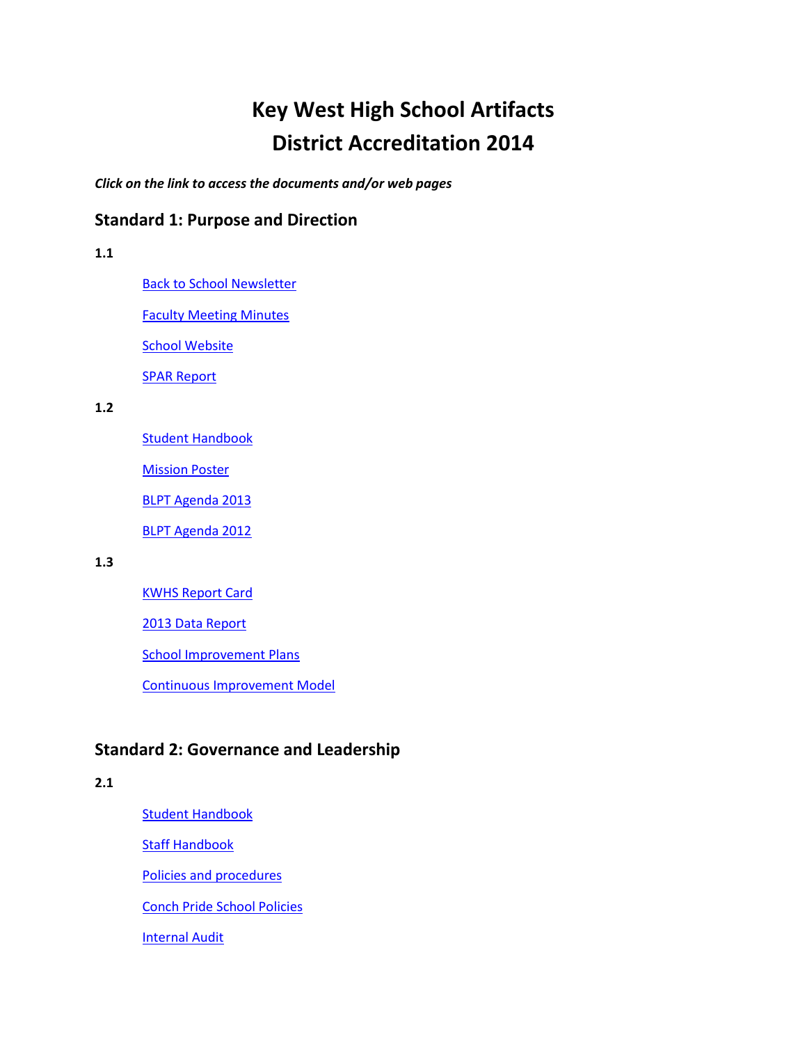# Key West High School Artifacts
# District Accreditation 2014

***Click on the link to access the documents and/or web pages***

## Standard 1: Purpose and Direction

**1.1**

- Back to School Newsletter
- Faculty Meeting Minutes
- School Website
- SPAR Report

**1.2**

- Student Handbook
- Mission Poster
- BLPT Agenda 2013
- BLPT Agenda 2012

**1.3**

- KWHS Report Card
- 2013 Data Report
- School Improvement Plans
- Continuous Improvement Model

## Standard 2: Governance and Leadership

**2.1**

- Student Handbook
- Staff Handbook
- Policies and procedures
- Conch Pride School Policies
- Internal Audit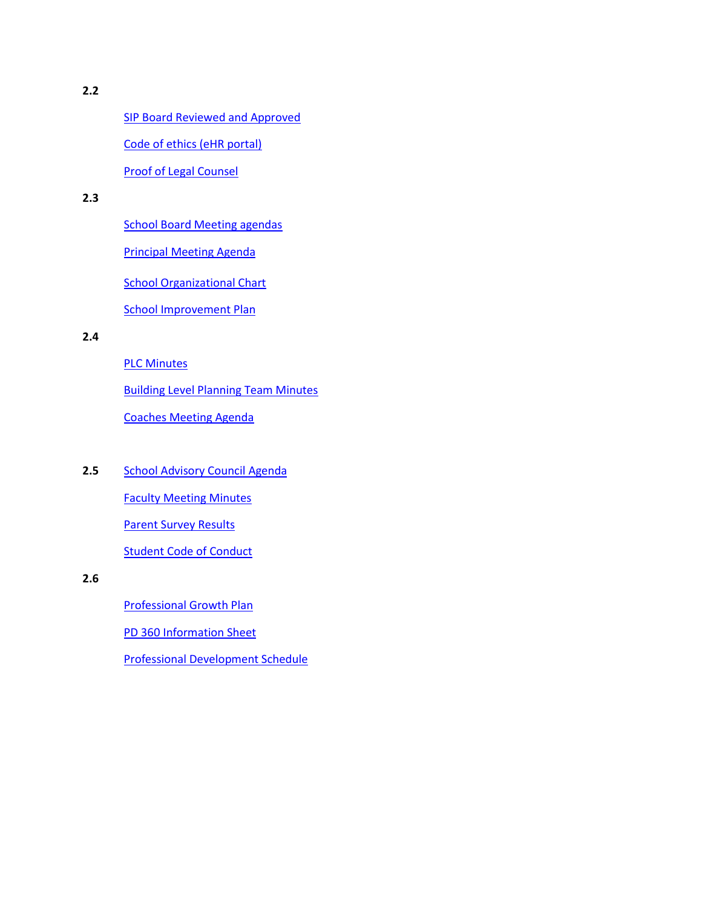**2.2**

SIP Board Reviewed and Approved

Code of ethics (eHR portal)

Proof of Legal Counsel

**2.3**

School Board Meeting agendas

Principal Meeting Agenda

School Organizational Chart

School Improvement Plan

**2.4**

PLC Minutes

Building Level Planning Team Minutes

Coaches Meeting Agenda

**2.5** School Advisory Council Agenda

Faculty Meeting Minutes

Parent Survey Results

Student Code of Conduct

**2.6**

Professional Growth Plan

PD 360 Information Sheet

Professional Development Schedule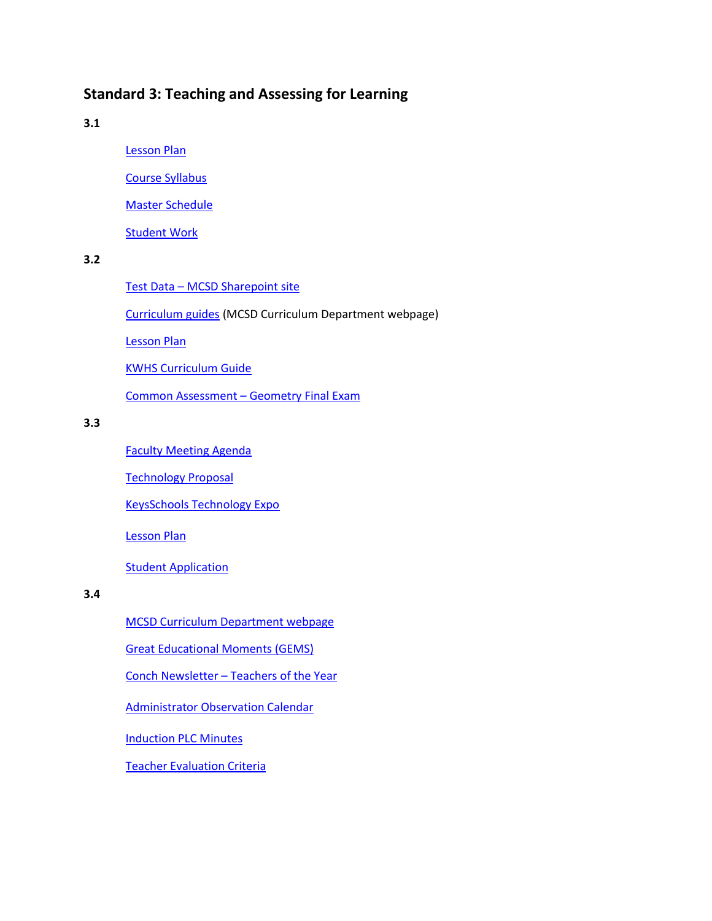## Standard 3: Teaching and Assessing for Learning

**3.1**

- Lesson Plan
- Course Syllabus
- Master Schedule
- Student Work

**3.2**

- Test Data – MCSD Sharepoint site
- Curriculum guides (MCSD Curriculum Department webpage)
- Lesson Plan
- KWHS Curriculum Guide
- Common Assessment – Geometry Final Exam

**3.3**

- Faculty Meeting Agenda
- Technology Proposal
- KeysSchools Technology Expo
- Lesson Plan
- Student Application

**3.4**

- MCSD Curriculum Department webpage
- Great Educational Moments (GEMS)
- Conch Newsletter – Teachers of the Year
- Administrator Observation Calendar
- Induction PLC Minutes
- Teacher Evaluation Criteria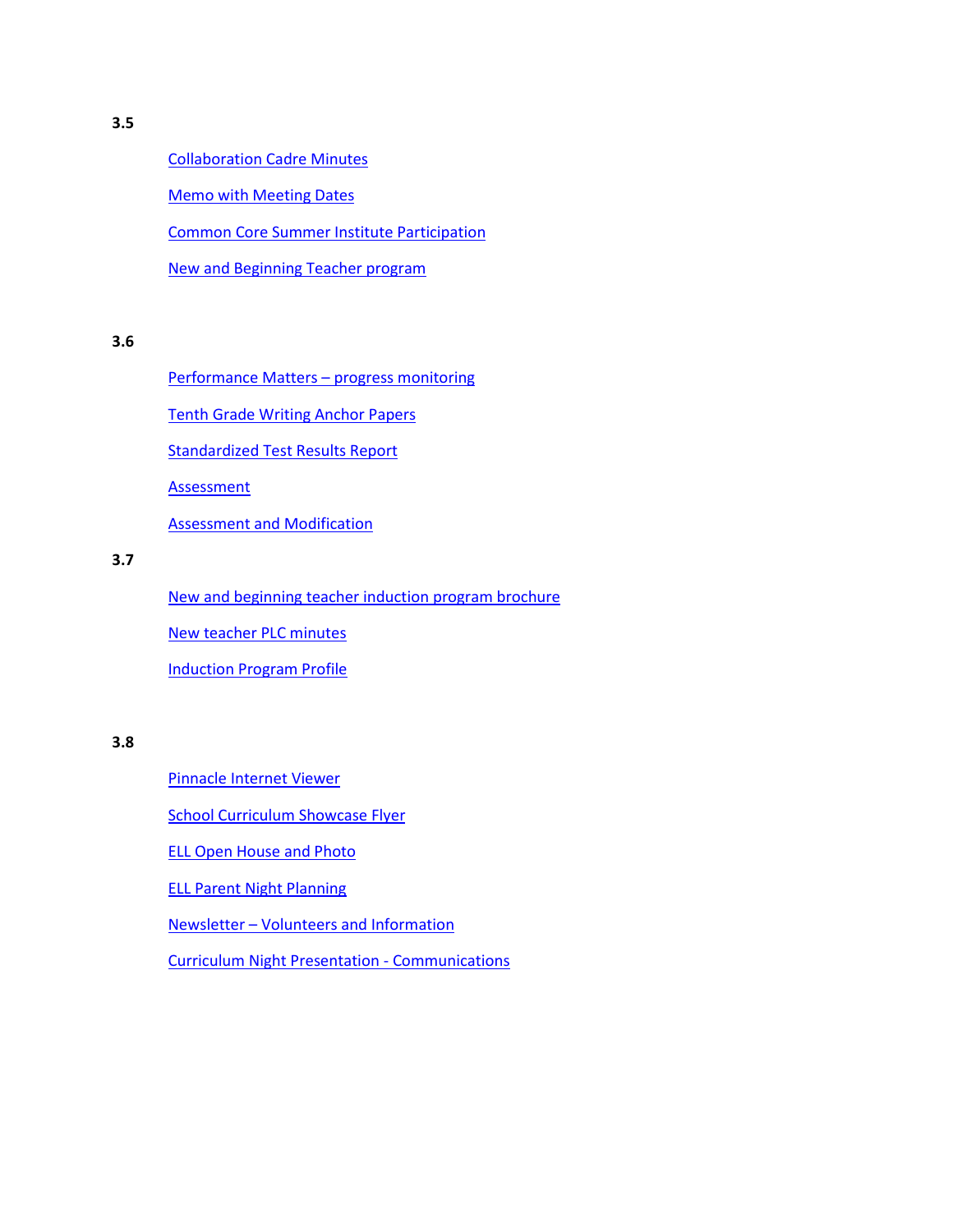**3.5**

- Collaboration Cadre Minutes
- Memo with Meeting Dates
- Common Core Summer Institute Participation
- New and Beginning Teacher program

**3.6**

- Performance Matters – progress monitoring
- Tenth Grade Writing Anchor Papers
- Standardized Test Results Report
- Assessment
- Assessment and Modification

**3.7**

- New and beginning teacher induction program brochure
- New teacher PLC minutes
- Induction Program Profile

**3.8**

- Pinnacle Internet Viewer
- School Curriculum Showcase Flyer
- ELL Open House and Photo
- ELL Parent Night Planning
- Newsletter – Volunteers and Information
- Curriculum Night Presentation - Communications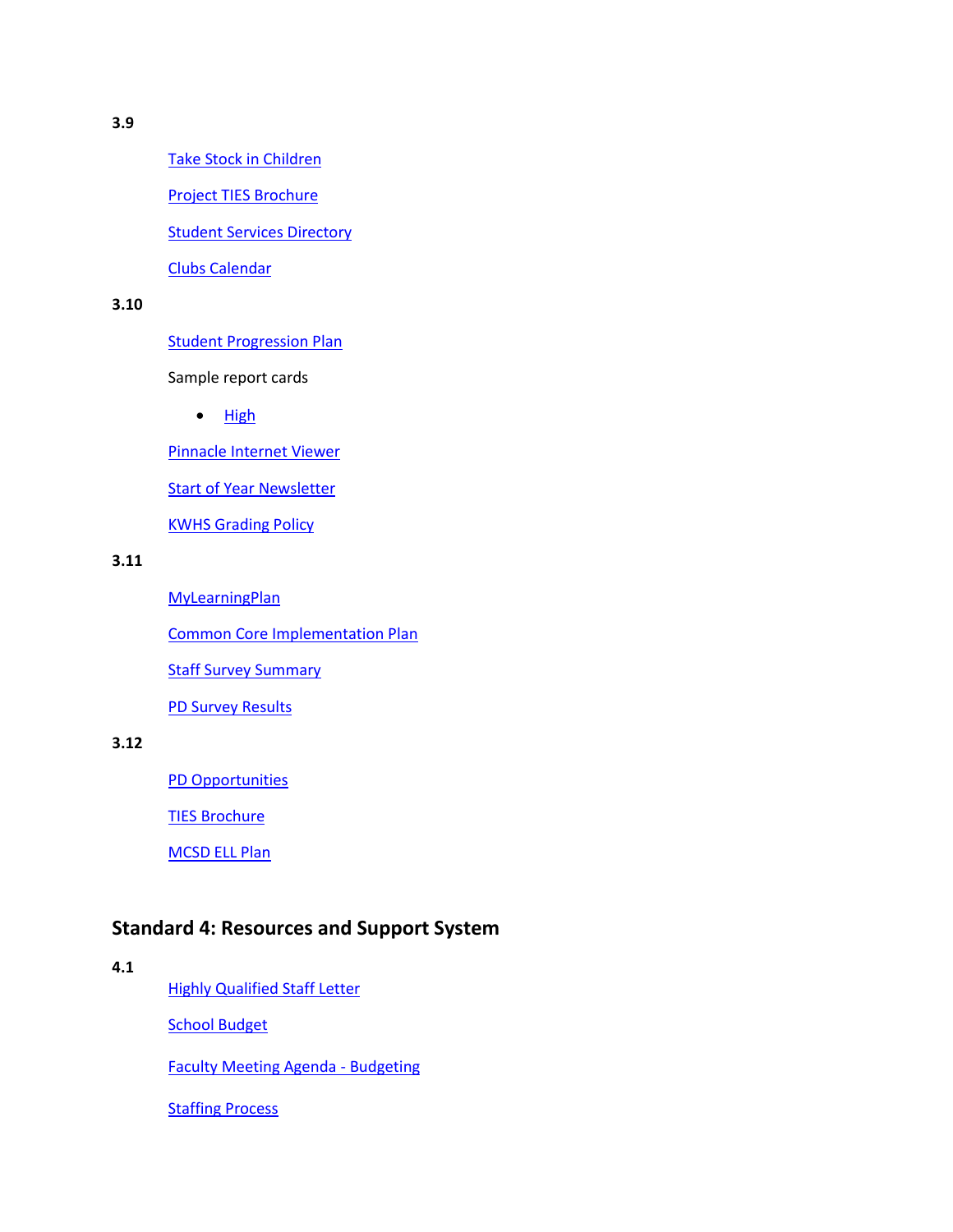**3.9**

Take Stock in Children

Project TIES Brochure

Student Services Directory

Clubs Calendar

**3.10**

Student Progression Plan

Sample report cards

- High

Pinnacle Internet Viewer

Start of Year Newsletter

KWHS Grading Policy

**3.11**

MyLearningPlan

Common Core Implementation Plan

Staff Survey Summary

PD Survey Results

**3.12**

PD Opportunities

TIES Brochure

MCSD ELL Plan

## Standard 4: Resources and Support System

**4.1**

Highly Qualified Staff Letter

School Budget

Faculty Meeting Agenda - Budgeting

Staffing Process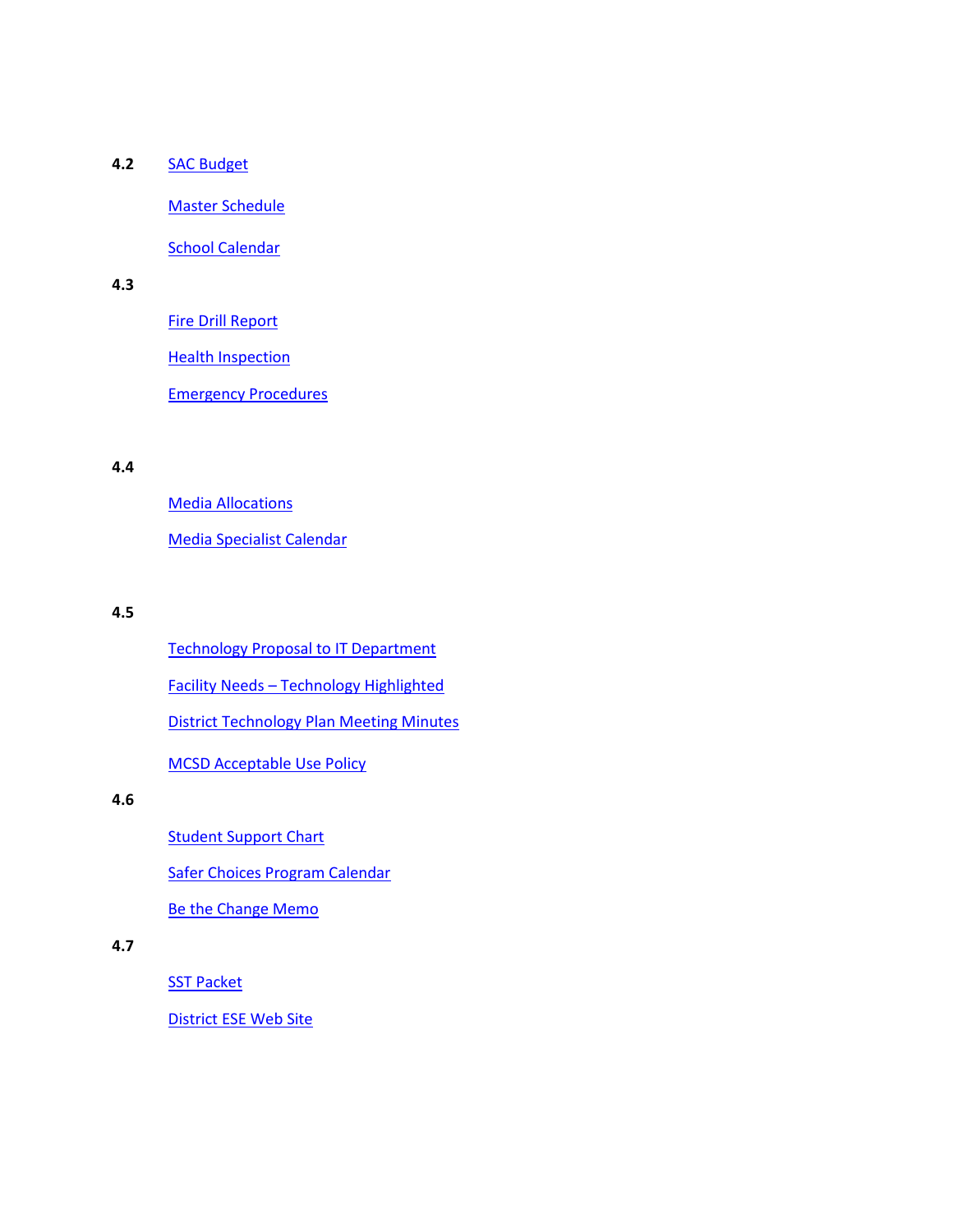**4.2** SAC Budget

Master Schedule

School Calendar

**4.3**

Fire Drill Report

Health Inspection

Emergency Procedures

**4.4**

Media Allocations

Media Specialist Calendar

**4.5**

Technology Proposal to IT Department

Facility Needs – Technology Highlighted

District Technology Plan Meeting Minutes

MCSD Acceptable Use Policy

**4.6**

Student Support Chart

Safer Choices Program Calendar

Be the Change Memo

**4.7**

SST Packet

District ESE Web Site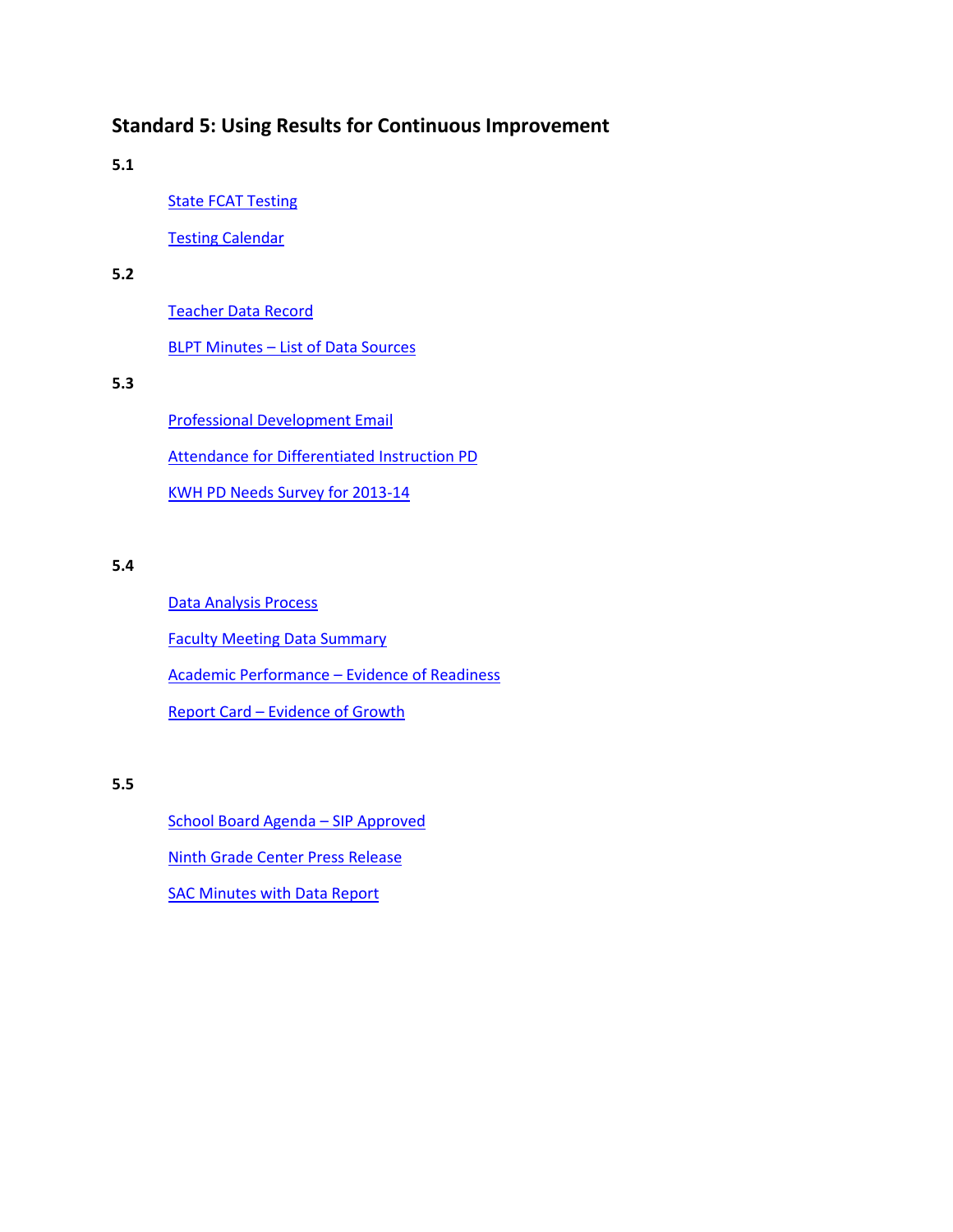## Standard 5: Using Results for Continuous Improvement

**5.1**

State FCAT Testing

Testing Calendar

**5.2**

Teacher Data Record

BLPT Minutes – List of Data Sources

**5.3**

Professional Development Email

Attendance for Differentiated Instruction PD

KWH PD Needs Survey for 2013-14

**5.4**

Data Analysis Process

Faculty Meeting Data Summary

Academic Performance – Evidence of Readiness

Report Card – Evidence of Growth

**5.5**

School Board Agenda – SIP Approved

Ninth Grade Center Press Release

SAC Minutes with Data Report